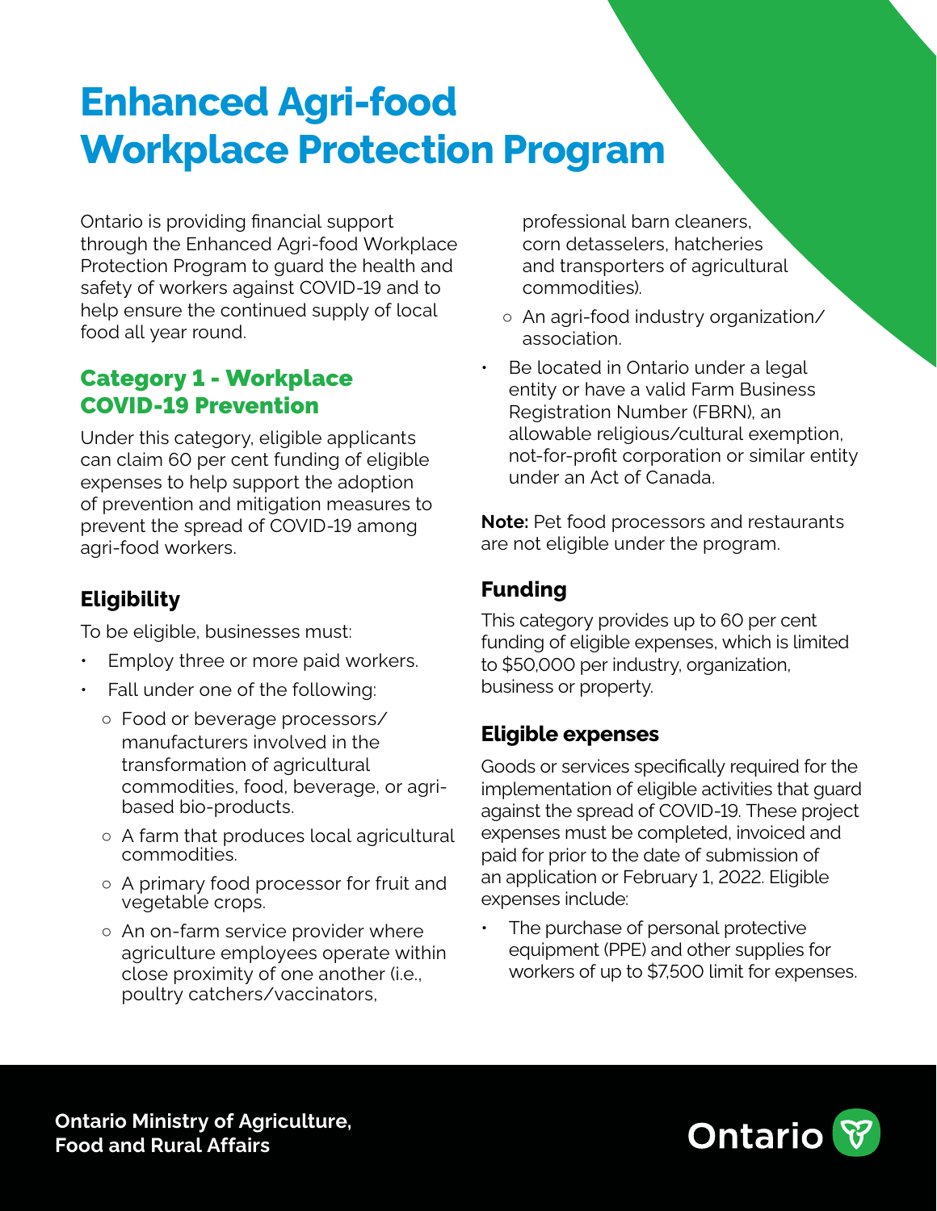# Enhanced Agri-food Workplace Protection Program

Ontario is providing financial support through the Enhanced Agri-food Workplace Protection Program to guard the health and safety of workers against COVID-19 and to help ensure the continued supply of local food all year round.

## Category 1 - Workplace COVID-19 Prevention

Under this category, eligible applicants can claim 60 per cent funding of eligible expenses to help support the adoption of prevention and mitigation measures to prevent the spread of COVID-19 among agri-food workers.

### Eligibility

To be eligible, businesses must:

- Employ three or more paid workers.
- Fall under one of the following:
  - Food or beverage processors/ manufacturers involved in the transformation of agricultural commodities, food, beverage, or agri-based bio-products.
  - A farm that produces local agricultural commodities.
  - A primary food processor for fruit and vegetable crops.
  - An on-farm service provider where agriculture employees operate within close proximity of one another (i.e., poultry catchers/vaccinators, professional barn cleaners, corn detasselers, hatcheries and transporters of agricultural commodities).
  - An agri-food industry organization/ association.
- Be located in Ontario under a legal entity or have a valid Farm Business Registration Number (FBRN), an allowable religious/cultural exemption, not-for-profit corporation or similar entity under an Act of Canada.

**Note:** Pet food processors and restaurants are not eligible under the program.

### Funding

This category provides up to 60 per cent funding of eligible expenses, which is limited to $50,000 per industry, organization, business or property.

### Eligible expenses

Goods or services specifically required for the implementation of eligible activities that guard against the spread of COVID-19. These project expenses must be completed, invoiced and paid for prior to the date of submission of an application or February 1, 2022. Eligible expenses include:

- The purchase of personal protective equipment (PPE) and other supplies for workers of up to $7,500 limit for expenses.

**Ontario Ministry of Agriculture, Food and Rural Affairs**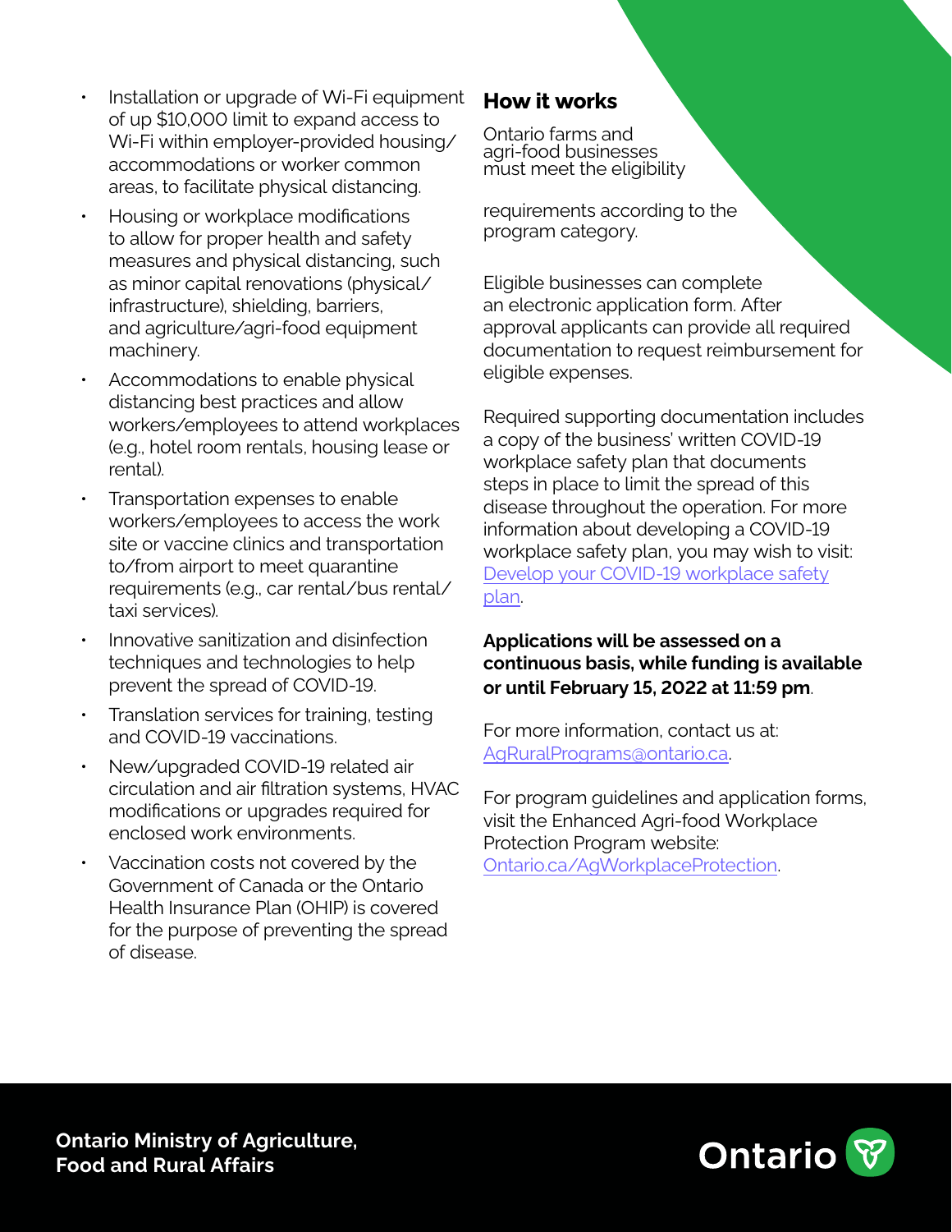- Installation or upgrade of Wi-Fi equipment of up $10,000 limit to expand access to Wi-Fi within employer-provided housing/accommodations or worker common areas, to facilitate physical distancing.
- Housing or workplace modifications to allow for proper health and safety measures and physical distancing, such as minor capital renovations (physical/infrastructure), shielding, barriers, and agriculture/agri-food equipment machinery.
- Accommodations to enable physical distancing best practices and allow workers/employees to attend workplaces (e.g., hotel room rentals, housing lease or rental).
- Transportation expenses to enable workers/employees to access the work site or vaccine clinics and transportation to/from airport to meet quarantine requirements (e.g., car rental/bus rental/taxi services).
- Innovative sanitization and disinfection techniques and technologies to help prevent the spread of COVID-19.
- Translation services for training, testing and COVID-19 vaccinations.
- New/upgraded COVID-19 related air circulation and air filtration systems, HVAC modifications or upgrades required for enclosed work environments.
- Vaccination costs not covered by the Government of Canada or the Ontario Health Insurance Plan (OHIP) is covered for the purpose of preventing the spread of disease.

## How it works

Ontario farms and agri-food businesses must meet the eligibility requirements according to the program category.

Eligible businesses can complete an electronic application form. After approval applicants can provide all required documentation to request reimbursement for eligible expenses.

Required supporting documentation includes a copy of the business' written COVID-19 workplace safety plan that documents steps in place to limit the spread of this disease throughout the operation. For more information about developing a COVID-19 workplace safety plan, you may wish to visit: Develop your COVID-19 workplace safety plan.

**Applications will be assessed on a continuous basis, while funding is available or until February 15, 2022 at 11:59 pm**.

For more information, contact us at: AgRuralPrograms@ontario.ca.

For program guidelines and application forms, visit the Enhanced Agri-food Workplace Protection Program website: Ontario.ca/AgWorkplaceProtection.

**Ontario Ministry of Agriculture, Food and Rural Affairs**

Ontario